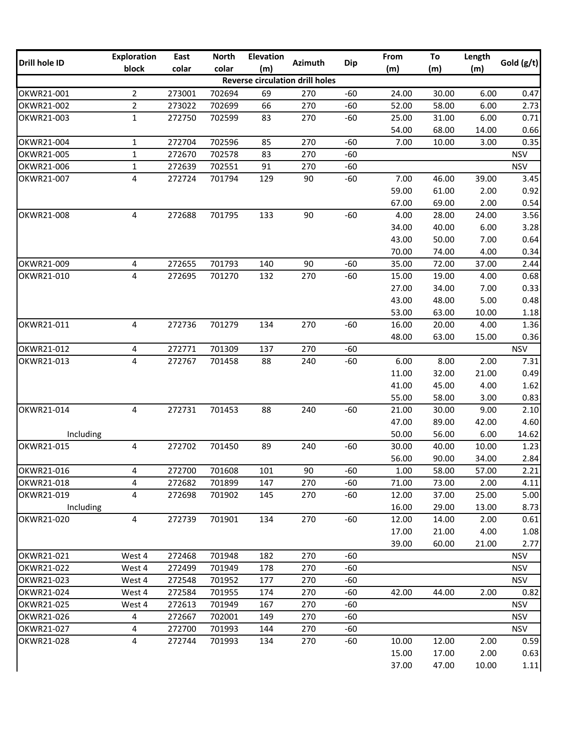| Drill hole ID | Exploration block | East colar | North colar | Elevation (m) | Azimuth | Dip | From (m) | To (m) | Length (m) | Gold (g/t) |
|---|---|---|---|---|---|---|---|---|---|---|
| **Reverse circulation drill holes** | | | | | | | | | | |
| OKWR21-001 | 2 | 273001 | 702694 | 69 | 270 | -60 | 24.00 | 30.00 | 6.00 | 0.47 |
| OKWR21-002 | 2 | 273022 | 702699 | 66 | 270 | -60 | 52.00 | 58.00 | 6.00 | 2.73 |
| OKWR21-003 | 1 | 272750 | 702599 | 83 | 270 | -60 | 25.00 | 31.00 | 6.00 | 0.71 |
| | | | | | | | 54.00 | 68.00 | 14.00 | 0.66 |
| OKWR21-004 | 1 | 272704 | 702596 | 85 | 270 | -60 | 7.00 | 10.00 | 3.00 | 0.35 |
| OKWR21-005 | 1 | 272670 | 702578 | 83 | 270 | -60 | | | | NSV |
| OKWR21-006 | 1 | 272639 | 702551 | 91 | 270 | -60 | | | | NSV |
| OKWR21-007 | 4 | 272724 | 701794 | 129 | 90 | -60 | 7.00 | 46.00 | 39.00 | 3.45 |
| | | | | | | | 59.00 | 61.00 | 2.00 | 0.92 |
| | | | | | | | 67.00 | 69.00 | 2.00 | 0.54 |
| OKWR21-008 | 4 | 272688 | 701795 | 133 | 90 | -60 | 4.00 | 28.00 | 24.00 | 3.56 |
| | | | | | | | 34.00 | 40.00 | 6.00 | 3.28 |
| | | | | | | | 43.00 | 50.00 | 7.00 | 0.64 |
| | | | | | | | 70.00 | 74.00 | 4.00 | 0.34 |
| OKWR21-009 | 4 | 272655 | 701793 | 140 | 90 | -60 | 35.00 | 72.00 | 37.00 | 2.44 |
| OKWR21-010 | 4 | 272695 | 701270 | 132 | 270 | -60 | 15.00 | 19.00 | 4.00 | 0.68 |
| | | | | | | | 27.00 | 34.00 | 7.00 | 0.33 |
| | | | | | | | 43.00 | 48.00 | 5.00 | 0.48 |
| | | | | | | | 53.00 | 63.00 | 10.00 | 1.18 |
| OKWR21-011 | 4 | 272736 | 701279 | 134 | 270 | -60 | 16.00 | 20.00 | 4.00 | 1.36 |
| | | | | | | | 48.00 | 63.00 | 15.00 | 0.36 |
| OKWR21-012 | 4 | 272771 | 701309 | 137 | 270 | -60 | | | | NSV |
| OKWR21-013 | 4 | 272767 | 701458 | 88 | 240 | -60 | 6.00 | 8.00 | 2.00 | 7.31 |
| | | | | | | | 11.00 | 32.00 | 21.00 | 0.49 |
| | | | | | | | 41.00 | 45.00 | 4.00 | 1.62 |
| | | | | | | | 55.00 | 58.00 | 3.00 | 0.83 |
| OKWR21-014 | 4 | 272731 | 701453 | 88 | 240 | -60 | 21.00 | 30.00 | 9.00 | 2.10 |
| | | | | | | | 47.00 | 89.00 | 42.00 | 4.60 |
| Including | | | | | | | 50.00 | 56.00 | 6.00 | 14.62 |
| OKWR21-015 | 4 | 272702 | 701450 | 89 | 240 | -60 | 30.00 | 40.00 | 10.00 | 1.23 |
| | | | | | | | 56.00 | 90.00 | 34.00 | 2.84 |
| OKWR21-016 | 4 | 272700 | 701608 | 101 | 90 | -60 | 1.00 | 58.00 | 57.00 | 2.21 |
| OKWR21-018 | 4 | 272682 | 701899 | 147 | 270 | -60 | 71.00 | 73.00 | 2.00 | 4.11 |
| OKWR21-019 | 4 | 272698 | 701902 | 145 | 270 | -60 | 12.00 | 37.00 | 25.00 | 5.00 |
| Including | | | | | | | 16.00 | 29.00 | 13.00 | 8.73 |
| OKWR21-020 | 4 | 272739 | 701901 | 134 | 270 | -60 | 12.00 | 14.00 | 2.00 | 0.61 |
| | | | | | | | 17.00 | 21.00 | 4.00 | 1.08 |
| | | | | | | | 39.00 | 60.00 | 21.00 | 2.77 |
| OKWR21-021 | West 4 | 272468 | 701948 | 182 | 270 | -60 | | | | NSV |
| OKWR21-022 | West 4 | 272499 | 701949 | 178 | 270 | -60 | | | | NSV |
| OKWR21-023 | West 4 | 272548 | 701952 | 177 | 270 | -60 | | | | NSV |
| OKWR21-024 | West 4 | 272584 | 701955 | 174 | 270 | -60 | 42.00 | 44.00 | 2.00 | 0.82 |
| OKWR21-025 | West 4 | 272613 | 701949 | 167 | 270 | -60 | | | | NSV |
| OKWR21-026 | 4 | 272667 | 702001 | 149 | 270 | -60 | | | | NSV |
| OKWR21-027 | 4 | 272700 | 701993 | 144 | 270 | -60 | | | | NSV |
| OKWR21-028 | 4 | 272744 | 701993 | 134 | 270 | -60 | 10.00 | 12.00 | 2.00 | 0.59 |
| | | | | | | | 15.00 | 17.00 | 2.00 | 0.63 |
| | | | | | | | 37.00 | 47.00 | 10.00 | 1.11 |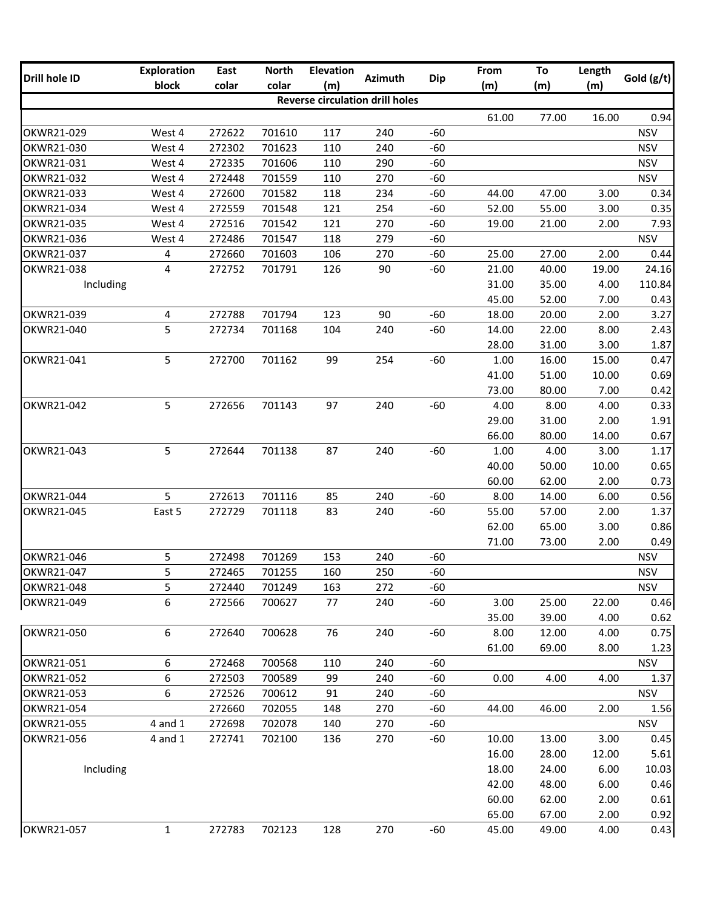| Drill hole ID | Exploration block | East colar | North colar | Elevation (m) | Azimuth | Dip | From (m) | To (m) | Length (m) | Gold (g/t) |
|---|---|---|---|---|---|---|---|---|---|---|
| **Reverse circulation drill holes** | | | | | | | | | | |
| | | | | | | | 61.00 | 77.00 | 16.00 | 0.94 |
| OKWR21-029 | West 4 | 272622 | 701610 | 117 | 240 | -60 | | | | NSV |
| OKWR21-030 | West 4 | 272302 | 701623 | 110 | 240 | -60 | | | | NSV |
| OKWR21-031 | West 4 | 272335 | 701606 | 110 | 290 | -60 | | | | NSV |
| OKWR21-032 | West 4 | 272448 | 701559 | 110 | 270 | -60 | | | | NSV |
| OKWR21-033 | West 4 | 272600 | 701582 | 118 | 234 | -60 | 44.00 | 47.00 | 3.00 | 0.34 |
| OKWR21-034 | West 4 | 272559 | 701548 | 121 | 254 | -60 | 52.00 | 55.00 | 3.00 | 0.35 |
| OKWR21-035 | West 4 | 272516 | 701542 | 121 | 270 | -60 | 19.00 | 21.00 | 2.00 | 7.93 |
| OKWR21-036 | West 4 | 272486 | 701547 | 118 | 279 | -60 | | | | NSV |
| OKWR21-037 | 4 | 272660 | 701603 | 106 | 270 | -60 | 25.00 | 27.00 | 2.00 | 0.44 |
| OKWR21-038 | 4 | 272752 | 701791 | 126 | 90 | -60 | 21.00 | 40.00 | 19.00 | 24.16 |
| Including | | | | | | | 31.00 | 35.00 | 4.00 | 110.84 |
| | | | | | | | 45.00 | 52.00 | 7.00 | 0.43 |
| OKWR21-039 | 4 | 272788 | 701794 | 123 | 90 | -60 | 18.00 | 20.00 | 2.00 | 3.27 |
| OKWR21-040 | 5 | 272734 | 701168 | 104 | 240 | -60 | 14.00 | 22.00 | 8.00 | 2.43 |
| | | | | | | | 28.00 | 31.00 | 3.00 | 1.87 |
| OKWR21-041 | 5 | 272700 | 701162 | 99 | 254 | -60 | 1.00 | 16.00 | 15.00 | 0.47 |
| | | | | | | | 41.00 | 51.00 | 10.00 | 0.69 |
| | | | | | | | 73.00 | 80.00 | 7.00 | 0.42 |
| OKWR21-042 | 5 | 272656 | 701143 | 97 | 240 | -60 | 4.00 | 8.00 | 4.00 | 0.33 |
| | | | | | | | 29.00 | 31.00 | 2.00 | 1.91 |
| | | | | | | | 66.00 | 80.00 | 14.00 | 0.67 |
| OKWR21-043 | 5 | 272644 | 701138 | 87 | 240 | -60 | 1.00 | 4.00 | 3.00 | 1.17 |
| | | | | | | | 40.00 | 50.00 | 10.00 | 0.65 |
| | | | | | | | 60.00 | 62.00 | 2.00 | 0.73 |
| OKWR21-044 | 5 | 272613 | 701116 | 85 | 240 | -60 | 8.00 | 14.00 | 6.00 | 0.56 |
| OKWR21-045 | East 5 | 272729 | 701118 | 83 | 240 | -60 | 55.00 | 57.00 | 2.00 | 1.37 |
| | | | | | | | 62.00 | 65.00 | 3.00 | 0.86 |
| | | | | | | | 71.00 | 73.00 | 2.00 | 0.49 |
| OKWR21-046 | 5 | 272498 | 701269 | 153 | 240 | -60 | | | | NSV |
| OKWR21-047 | 5 | 272465 | 701255 | 160 | 250 | -60 | | | | NSV |
| OKWR21-048 | 5 | 272440 | 701249 | 163 | 272 | -60 | | | | NSV |
| OKWR21-049 | 6 | 272566 | 700627 | 77 | 240 | -60 | 3.00 | 25.00 | 22.00 | 0.46 |
| | | | | | | | 35.00 | 39.00 | 4.00 | 0.62 |
| OKWR21-050 | 6 | 272640 | 700628 | 76 | 240 | -60 | 8.00 | 12.00 | 4.00 | 0.75 |
| | | | | | | | 61.00 | 69.00 | 8.00 | 1.23 |
| OKWR21-051 | 6 | 272468 | 700568 | 110 | 240 | -60 | | | | NSV |
| OKWR21-052 | 6 | 272503 | 700589 | 99 | 240 | -60 | 0.00 | 4.00 | 4.00 | 1.37 |
| OKWR21-053 | 6 | 272526 | 700612 | 91 | 240 | -60 | | | | NSV |
| OKWR21-054 | | 272660 | 702055 | 148 | 270 | -60 | 44.00 | 46.00 | 2.00 | 1.56 |
| OKWR21-055 | 4 and 1 | 272698 | 702078 | 140 | 270 | -60 | | | | NSV |
| OKWR21-056 | 4 and 1 | 272741 | 702100 | 136 | 270 | -60 | 10.00 | 13.00 | 3.00 | 0.45 |
| | | | | | | | 16.00 | 28.00 | 12.00 | 5.61 |
| Including | | | | | | | 18.00 | 24.00 | 6.00 | 10.03 |
| | | | | | | | 42.00 | 48.00 | 6.00 | 0.46 |
| | | | | | | | 60.00 | 62.00 | 2.00 | 0.61 |
| | | | | | | | 65.00 | 67.00 | 2.00 | 0.92 |
| OKWR21-057 | 1 | 272783 | 702123 | 128 | 270 | -60 | 45.00 | 49.00 | 4.00 | 0.43 |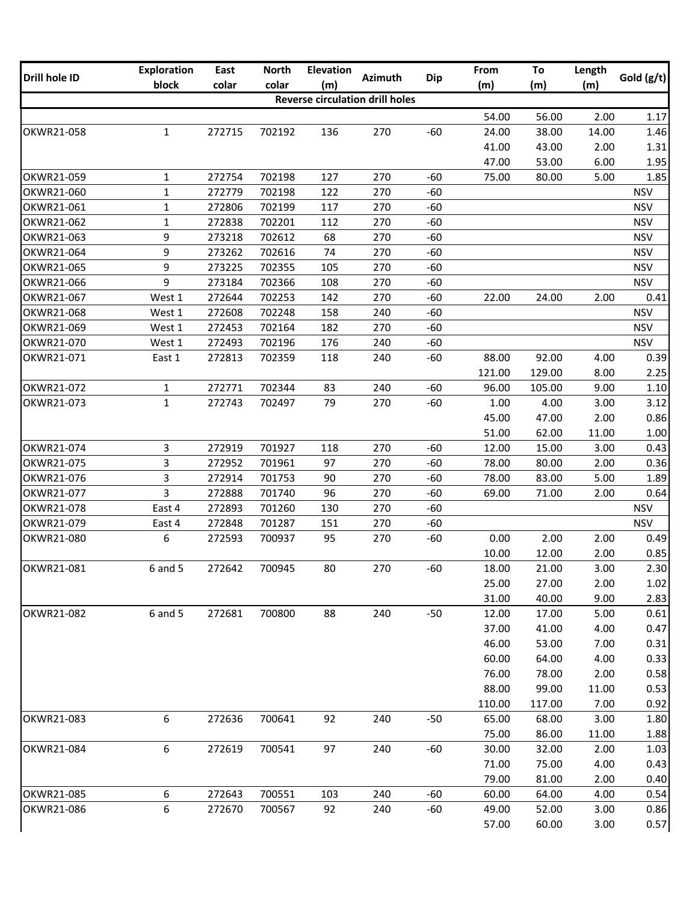| Drill hole ID | Exploration block | East colar | North colar | Elevation (m) | Azimuth | Dip | From (m) | To (m) | Length (m) | Gold (g/t) |
|---|---|---|---|---|---|---|---|---|---|---|
| **Reverse circulation drill holes** | | | | | | | | | | |
| | | | | | | | 54.00 | 56.00 | 2.00 | 1.17 |
| OKWR21-058 | 1 | 272715 | 702192 | 136 | 270 | -60 | 24.00 | 38.00 | 14.00 | 1.46 |
| | | | | | | | 41.00 | 43.00 | 2.00 | 1.31 |
| | | | | | | | 47.00 | 53.00 | 6.00 | 1.95 |
| OKWR21-059 | 1 | 272754 | 702198 | 127 | 270 | -60 | 75.00 | 80.00 | 5.00 | 1.85 |
| OKWR21-060 | 1 | 272779 | 702198 | 122 | 270 | -60 | | | | NSV |
| OKWR21-061 | 1 | 272806 | 702199 | 117 | 270 | -60 | | | | NSV |
| OKWR21-062 | 1 | 272838 | 702201 | 112 | 270 | -60 | | | | NSV |
| OKWR21-063 | 9 | 273218 | 702612 | 68 | 270 | -60 | | | | NSV |
| OKWR21-064 | 9 | 273262 | 702616 | 74 | 270 | -60 | | | | NSV |
| OKWR21-065 | 9 | 273225 | 702355 | 105 | 270 | -60 | | | | NSV |
| OKWR21-066 | 9 | 273184 | 702366 | 108 | 270 | -60 | | | | NSV |
| OKWR21-067 | West 1 | 272644 | 702253 | 142 | 270 | -60 | 22.00 | 24.00 | 2.00 | 0.41 |
| OKWR21-068 | West 1 | 272608 | 702248 | 158 | 240 | -60 | | | | NSV |
| OKWR21-069 | West 1 | 272453 | 702164 | 182 | 270 | -60 | | | | NSV |
| OKWR21-070 | West 1 | 272493 | 702196 | 176 | 240 | -60 | | | | NSV |
| OKWR21-071 | East 1 | 272813 | 702359 | 118 | 240 | -60 | 88.00 | 92.00 | 4.00 | 0.39 |
| | | | | | | | 121.00 | 129.00 | 8.00 | 2.25 |
| OKWR21-072 | 1 | 272771 | 702344 | 83 | 240 | -60 | 96.00 | 105.00 | 9.00 | 1.10 |
| OKWR21-073 | 1 | 272743 | 702497 | 79 | 270 | -60 | 1.00 | 4.00 | 3.00 | 3.12 |
| | | | | | | | 45.00 | 47.00 | 2.00 | 0.86 |
| | | | | | | | 51.00 | 62.00 | 11.00 | 1.00 |
| OKWR21-074 | 3 | 272919 | 701927 | 118 | 270 | -60 | 12.00 | 15.00 | 3.00 | 0.43 |
| OKWR21-075 | 3 | 272952 | 701961 | 97 | 270 | -60 | 78.00 | 80.00 | 2.00 | 0.36 |
| OKWR21-076 | 3 | 272914 | 701753 | 90 | 270 | -60 | 78.00 | 83.00 | 5.00 | 1.89 |
| OKWR21-077 | 3 | 272888 | 701740 | 96 | 270 | -60 | 69.00 | 71.00 | 2.00 | 0.64 |
| OKWR21-078 | East 4 | 272893 | 701260 | 130 | 270 | -60 | | | | NSV |
| OKWR21-079 | East 4 | 272848 | 701287 | 151 | 270 | -60 | | | | NSV |
| OKWR21-080 | 6 | 272593 | 700937 | 95 | 270 | -60 | 0.00 | 2.00 | 2.00 | 0.49 |
| | | | | | | | 10.00 | 12.00 | 2.00 | 0.85 |
| OKWR21-081 | 6 and 5 | 272642 | 700945 | 80 | 270 | -60 | 18.00 | 21.00 | 3.00 | 2.30 |
| | | | | | | | 25.00 | 27.00 | 2.00 | 1.02 |
| | | | | | | | 31.00 | 40.00 | 9.00 | 2.83 |
| OKWR21-082 | 6 and 5 | 272681 | 700800 | 88 | 240 | -50 | 12.00 | 17.00 | 5.00 | 0.61 |
| | | | | | | | 37.00 | 41.00 | 4.00 | 0.47 |
| | | | | | | | 46.00 | 53.00 | 7.00 | 0.31 |
| | | | | | | | 60.00 | 64.00 | 4.00 | 0.33 |
| | | | | | | | 76.00 | 78.00 | 2.00 | 0.58 |
| | | | | | | | 88.00 | 99.00 | 11.00 | 0.53 |
| | | | | | | | 110.00 | 117.00 | 7.00 | 0.92 |
| OKWR21-083 | 6 | 272636 | 700641 | 92 | 240 | -50 | 65.00 | 68.00 | 3.00 | 1.80 |
| | | | | | | | 75.00 | 86.00 | 11.00 | 1.88 |
| OKWR21-084 | 6 | 272619 | 700541 | 97 | 240 | -60 | 30.00 | 32.00 | 2.00 | 1.03 |
| | | | | | | | 71.00 | 75.00 | 4.00 | 0.43 |
| | | | | | | | 79.00 | 81.00 | 2.00 | 0.40 |
| OKWR21-085 | 6 | 272643 | 700551 | 103 | 240 | -60 | 60.00 | 64.00 | 4.00 | 0.54 |
| OKWR21-086 | 6 | 272670 | 700567 | 92 | 240 | -60 | 49.00 | 52.00 | 3.00 | 0.86 |
| | | | | | | | 57.00 | 60.00 | 3.00 | 0.57 |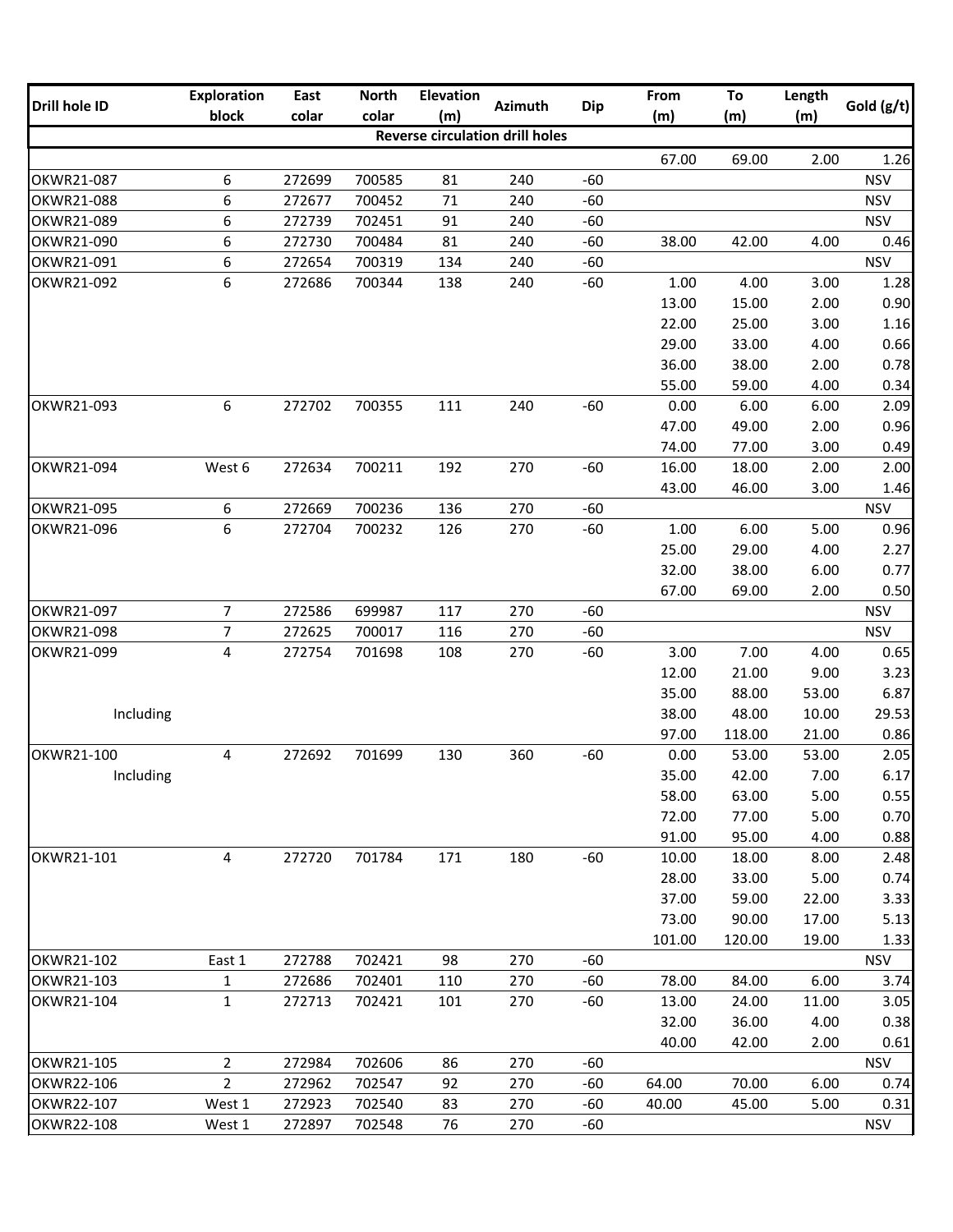| Drill hole ID | Exploration block | East colar | North colar | Elevation (m) | Azimuth | Dip | From (m) | To (m) | Length (m) | Gold (g/t) |
|---|---|---|---|---|---|---|---|---|---|---|
| **Reverse circulation drill holes** | | | | | | | | | | |
| | | | | | | | 67.00 | 69.00 | 2.00 | 1.26 |
| OKWR21-087 | 6 | 272699 | 700585 | 81 | 240 | -60 | | | | NSV |
| OKWR21-088 | 6 | 272677 | 700452 | 71 | 240 | -60 | | | | NSV |
| OKWR21-089 | 6 | 272739 | 702451 | 91 | 240 | -60 | | | | NSV |
| OKWR21-090 | 6 | 272730 | 700484 | 81 | 240 | -60 | 38.00 | 42.00 | 4.00 | 0.46 |
| OKWR21-091 | 6 | 272654 | 700319 | 134 | 240 | -60 | | | | NSV |
| OKWR21-092 | 6 | 272686 | 700344 | 138 | 240 | -60 | 1.00 | 4.00 | 3.00 | 1.28 |
| | | | | | | | 13.00 | 15.00 | 2.00 | 0.90 |
| | | | | | | | 22.00 | 25.00 | 3.00 | 1.16 |
| | | | | | | | 29.00 | 33.00 | 4.00 | 0.66 |
| | | | | | | | 36.00 | 38.00 | 2.00 | 0.78 |
| | | | | | | | 55.00 | 59.00 | 4.00 | 0.34 |
| OKWR21-093 | 6 | 272702 | 700355 | 111 | 240 | -60 | 0.00 | 6.00 | 6.00 | 2.09 |
| | | | | | | | 47.00 | 49.00 | 2.00 | 0.96 |
| | | | | | | | 74.00 | 77.00 | 3.00 | 0.49 |
| OKWR21-094 | West 6 | 272634 | 700211 | 192 | 270 | -60 | 16.00 | 18.00 | 2.00 | 2.00 |
| | | | | | | | 43.00 | 46.00 | 3.00 | 1.46 |
| OKWR21-095 | 6 | 272669 | 700236 | 136 | 270 | -60 | | | | NSV |
| OKWR21-096 | 6 | 272704 | 700232 | 126 | 270 | -60 | 1.00 | 6.00 | 5.00 | 0.96 |
| | | | | | | | 25.00 | 29.00 | 4.00 | 2.27 |
| | | | | | | | 32.00 | 38.00 | 6.00 | 0.77 |
| | | | | | | | 67.00 | 69.00 | 2.00 | 0.50 |
| OKWR21-097 | 7 | 272586 | 699987 | 117 | 270 | -60 | | | | NSV |
| OKWR21-098 | 7 | 272625 | 700017 | 116 | 270 | -60 | | | | NSV |
| OKWR21-099 | 4 | 272754 | 701698 | 108 | 270 | -60 | 3.00 | 7.00 | 4.00 | 0.65 |
| | | | | | | | 12.00 | 21.00 | 9.00 | 3.23 |
| | | | | | | | 35.00 | 88.00 | 53.00 | 6.87 |
| Including | | | | | | | 38.00 | 48.00 | 10.00 | 29.53 |
| | | | | | | | 97.00 | 118.00 | 21.00 | 0.86 |
| OKWR21-100 | 4 | 272692 | 701699 | 130 | 360 | -60 | 0.00 | 53.00 | 53.00 | 2.05 |
| Including | | | | | | | 35.00 | 42.00 | 7.00 | 6.17 |
| | | | | | | | 58.00 | 63.00 | 5.00 | 0.55 |
| | | | | | | | 72.00 | 77.00 | 5.00 | 0.70 |
| | | | | | | | 91.00 | 95.00 | 4.00 | 0.88 |
| OKWR21-101 | 4 | 272720 | 701784 | 171 | 180 | -60 | 10.00 | 18.00 | 8.00 | 2.48 |
| | | | | | | | 28.00 | 33.00 | 5.00 | 0.74 |
| | | | | | | | 37.00 | 59.00 | 22.00 | 3.33 |
| | | | | | | | 73.00 | 90.00 | 17.00 | 5.13 |
| | | | | | | | 101.00 | 120.00 | 19.00 | 1.33 |
| OKWR21-102 | East 1 | 272788 | 702421 | 98 | 270 | -60 | | | | NSV |
| OKWR21-103 | 1 | 272686 | 702401 | 110 | 270 | -60 | 78.00 | 84.00 | 6.00 | 3.74 |
| OKWR21-104 | 1 | 272713 | 702421 | 101 | 270 | -60 | 13.00 | 24.00 | 11.00 | 3.05 |
| | | | | | | | 32.00 | 36.00 | 4.00 | 0.38 |
| | | | | | | | 40.00 | 42.00 | 2.00 | 0.61 |
| OKWR21-105 | 2 | 272984 | 702606 | 86 | 270 | -60 | | | | NSV |
| OKWR22-106 | 2 | 272962 | 702547 | 92 | 270 | -60 | 64.00 | 70.00 | 6.00 | 0.74 |
| OKWR22-107 | West 1 | 272923 | 702540 | 83 | 270 | -60 | 40.00 | 45.00 | 5.00 | 0.31 |
| OKWR22-108 | West 1 | 272897 | 702548 | 76 | 270 | -60 | | | | NSV |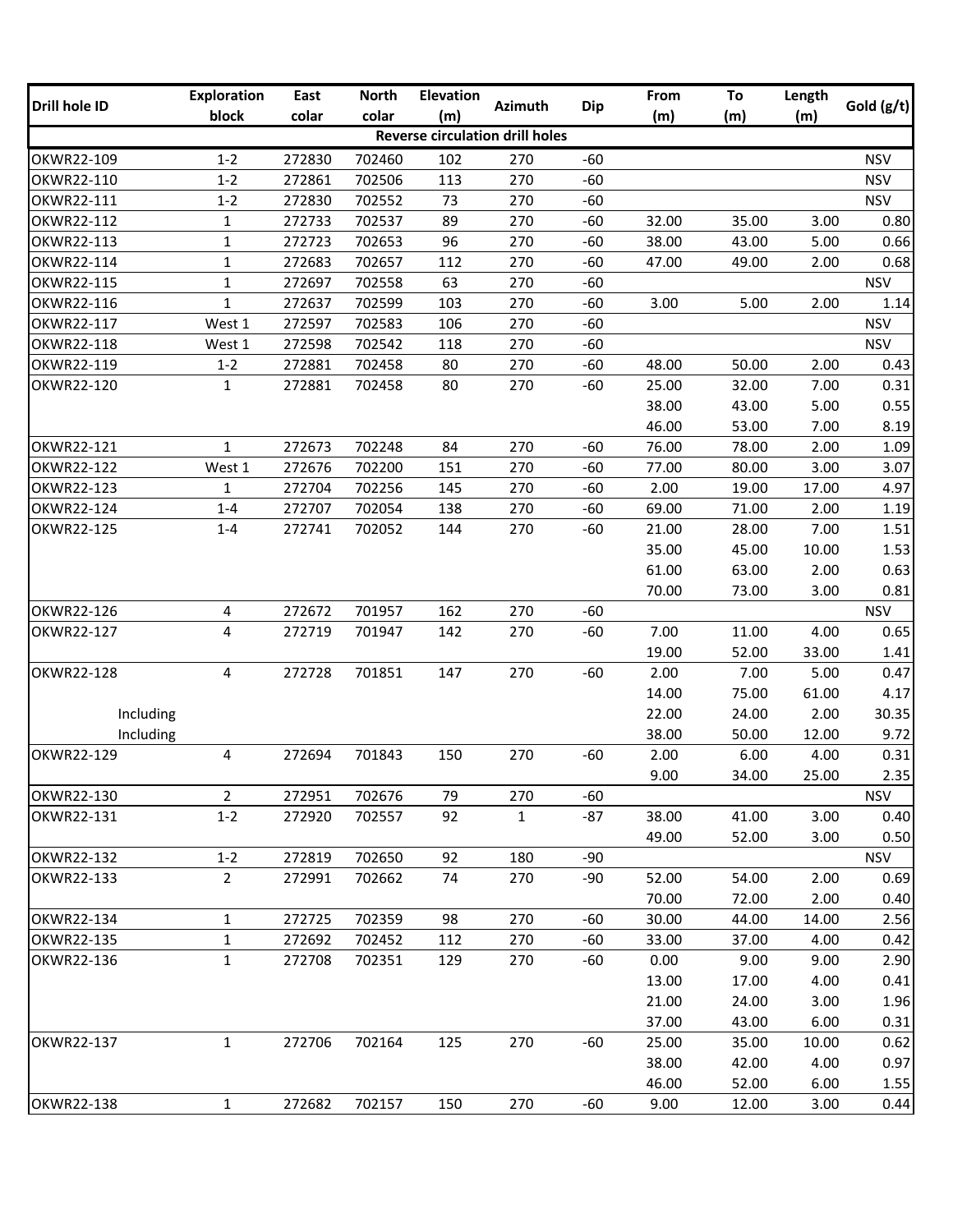| Drill hole ID | Exploration block | East colar | North colar | Elevation (m) | Azimuth | Dip | From (m) | To (m) | Length (m) | Gold (g/t) |
|---|---|---|---|---|---|---|---|---|---|---|
| **Reverse circulation drill holes** | | | | | | | | | | |
| OKWR22-109 | 1-2 | 272830 | 702460 | 102 | 270 | -60 | | | | NSV |
| OKWR22-110 | 1-2 | 272861 | 702506 | 113 | 270 | -60 | | | | NSV |
| OKWR22-111 | 1-2 | 272830 | 702552 | 73 | 270 | -60 | | | | NSV |
| OKWR22-112 | 1 | 272733 | 702537 | 89 | 270 | -60 | 32.00 | 35.00 | 3.00 | 0.80 |
| OKWR22-113 | 1 | 272723 | 702653 | 96 | 270 | -60 | 38.00 | 43.00 | 5.00 | 0.66 |
| OKWR22-114 | 1 | 272683 | 702657 | 112 | 270 | -60 | 47.00 | 49.00 | 2.00 | 0.68 |
| OKWR22-115 | 1 | 272697 | 702558 | 63 | 270 | -60 | | | | NSV |
| OKWR22-116 | 1 | 272637 | 702599 | 103 | 270 | -60 | 3.00 | 5.00 | 2.00 | 1.14 |
| OKWR22-117 | West 1 | 272597 | 702583 | 106 | 270 | -60 | | | | NSV |
| OKWR22-118 | West 1 | 272598 | 702542 | 118 | 270 | -60 | | | | NSV |
| OKWR22-119 | 1-2 | 272881 | 702458 | 80 | 270 | -60 | 48.00 | 50.00 | 2.00 | 0.43 |
| OKWR22-120 | 1 | 272881 | 702458 | 80 | 270 | -60 | 25.00 | 32.00 | 7.00 | 0.31 |
| | | | | | | | 38.00 | 43.00 | 5.00 | 0.55 |
| | | | | | | | 46.00 | 53.00 | 7.00 | 8.19 |
| OKWR22-121 | 1 | 272673 | 702248 | 84 | 270 | -60 | 76.00 | 78.00 | 2.00 | 1.09 |
| OKWR22-122 | West 1 | 272676 | 702200 | 151 | 270 | -60 | 77.00 | 80.00 | 3.00 | 3.07 |
| OKWR22-123 | 1 | 272704 | 702256 | 145 | 270 | -60 | 2.00 | 19.00 | 17.00 | 4.97 |
| OKWR22-124 | 1-4 | 272707 | 702054 | 138 | 270 | -60 | 69.00 | 71.00 | 2.00 | 1.19 |
| OKWR22-125 | 1-4 | 272741 | 702052 | 144 | 270 | -60 | 21.00 | 28.00 | 7.00 | 1.51 |
| | | | | | | | 35.00 | 45.00 | 10.00 | 1.53 |
| | | | | | | | 61.00 | 63.00 | 2.00 | 0.63 |
| | | | | | | | 70.00 | 73.00 | 3.00 | 0.81 |
| OKWR22-126 | 4 | 272672 | 701957 | 162 | 270 | -60 | | | | NSV |
| OKWR22-127 | 4 | 272719 | 701947 | 142 | 270 | -60 | 7.00 | 11.00 | 4.00 | 0.65 |
| | | | | | | | 19.00 | 52.00 | 33.00 | 1.41 |
| OKWR22-128 | 4 | 272728 | 701851 | 147 | 270 | -60 | 2.00 | 7.00 | 5.00 | 0.47 |
| | | | | | | | 14.00 | 75.00 | 61.00 | 4.17 |
| Including | | | | | | | 22.00 | 24.00 | 2.00 | 30.35 |
| Including | | | | | | | 38.00 | 50.00 | 12.00 | 9.72 |
| OKWR22-129 | 4 | 272694 | 701843 | 150 | 270 | -60 | 2.00 | 6.00 | 4.00 | 0.31 |
| | | | | | | | 9.00 | 34.00 | 25.00 | 2.35 |
| OKWR22-130 | 2 | 272951 | 702676 | 79 | 270 | -60 | | | | NSV |
| OKWR22-131 | 1-2 | 272920 | 702557 | 92 | 1 | -87 | 38.00 | 41.00 | 3.00 | 0.40 |
| | | | | | | | 49.00 | 52.00 | 3.00 | 0.50 |
| OKWR22-132 | 1-2 | 272819 | 702650 | 92 | 180 | -90 | | | | NSV |
| OKWR22-133 | 2 | 272991 | 702662 | 74 | 270 | -90 | 52.00 | 54.00 | 2.00 | 0.69 |
| | | | | | | | 70.00 | 72.00 | 2.00 | 0.40 |
| OKWR22-134 | 1 | 272725 | 702359 | 98 | 270 | -60 | 30.00 | 44.00 | 14.00 | 2.56 |
| OKWR22-135 | 1 | 272692 | 702452 | 112 | 270 | -60 | 33.00 | 37.00 | 4.00 | 0.42 |
| OKWR22-136 | 1 | 272708 | 702351 | 129 | 270 | -60 | 0.00 | 9.00 | 9.00 | 2.90 |
| | | | | | | | 13.00 | 17.00 | 4.00 | 0.41 |
| | | | | | | | 21.00 | 24.00 | 3.00 | 1.96 |
| | | | | | | | 37.00 | 43.00 | 6.00 | 0.31 |
| OKWR22-137 | 1 | 272706 | 702164 | 125 | 270 | -60 | 25.00 | 35.00 | 10.00 | 0.62 |
| | | | | | | | 38.00 | 42.00 | 4.00 | 0.97 |
| | | | | | | | 46.00 | 52.00 | 6.00 | 1.55 |
| OKWR22-138 | 1 | 272682 | 702157 | 150 | 270 | -60 | 9.00 | 12.00 | 3.00 | 0.44 |